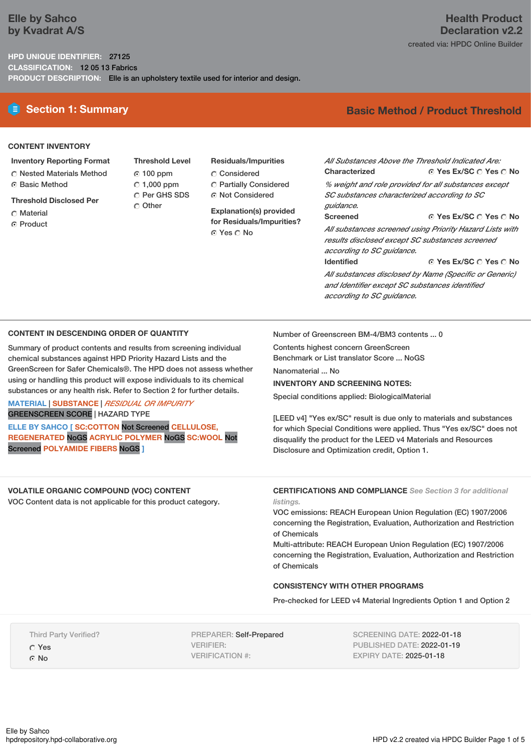**Elle by Sahco**
**by Kvadrat A/S**

# Health Product Declaration v2.2

created via: HPDC Online Builder

**HPD UNIQUE IDENTIFIER:** 27125
**CLASSIFICATION:** 12 05 13 Fabrics
**PRODUCT DESCRIPTION:** Elle is an upholstery textile used for interior and design.

## Section 1: Summary

**Basic Method / Product Threshold**

### CONTENT INVENTORY

**Inventory Reporting Format**
- ○ Nested Materials Method
- ◉ Basic Method

**Threshold Disclosed Per**
- ○ Material
- ◉ Product

**Threshold Level**
- ◉ 100 ppm
- ○ 1,000 ppm
- ○ Per GHS SDS
- ○ Other

**Residuals/Impurities**
- ○ Considered
- ○ Partially Considered
- ◉ Not Considered

**Explanation(s) provided for Residuals/Impurities?**
◉ Yes ○ No

*All Substances Above the Threshold Indicated Are:*

**Characterized** ◉ Yes Ex/SC ○ Yes ○ No
*% weight and role provided for all substances except SC substances characterized according to SC guidance.*

**Screened** ◉ Yes Ex/SC ○ Yes ○ No
*All substances screened using Priority Hazard Lists with results disclosed except SC substances screened according to SC guidance.*

**Identified** ◉ Yes Ex/SC ○ Yes ○ No
*All substances disclosed by Name (Specific or Generic) and Identifier except SC substances identified according to SC guidance.*

### CONTENT IN DESCENDING ORDER OF QUANTITY

Summary of product contents and results from screening individual chemical substances against HPD Priority Hazard Lists and the GreenScreen for Safer Chemicals®. The HPD does not assess whether using or handling this product will expose individuals to its chemical substances or any health risk. Refer to Section 2 for further details.

MATERIAL | SUBSTANCE | *RESIDUAL OR IMPURITY*
GREENSCREEN SCORE | HAZARD TYPE

ELLE BY SAHCO [ SC:COTTON Not Screened CELLULOSE, REGENERATED NoGS ACRYLIC POLYMER NoGS SC:WOOL Not Screened POLYAMIDE FIBERS NoGS ]

Number of Greenscreen BM-4/BM3 contents ... 0

Contents highest concern GreenScreen Benchmark or List translator Score ... NoGS

Nanomaterial ... No

**INVENTORY AND SCREENING NOTES:**

Special conditions applied: BiologicalMaterial

[LEED v4] "Yes ex/SC" result is due only to materials and substances for which Special Conditions were applied. Thus "Yes ex/SC" does not disqualify the product for the LEED v4 Materials and Resources Disclosure and Optimization credit, Option 1.

### VOLATILE ORGANIC COMPOUND (VOC) CONTENT

VOC Content data is not applicable for this product category.

### CERTIFICATIONS AND COMPLIANCE *See Section 3 for additional listings.*

VOC emissions: REACH European Union Regulation (EC) 1907/2006 concerning the Registration, Evaluation, Authorization and Restriction of Chemicals
Multi-attribute: REACH European Union Regulation (EC) 1907/2006 concerning the Registration, Evaluation, Authorization and Restriction of Chemicals

### CONSISTENCY WITH OTHER PROGRAMS

Pre-checked for LEED v4 Material Ingredients Option 1 and Option 2

Third Party Verified?
- ○ Yes
- ◉ No

PREPARER: Self-Prepared
VERIFIER:
VERIFICATION #:

SCREENING DATE: 2022-01-18
PUBLISHED DATE: 2022-01-19
EXPIRY DATE: 2025-01-18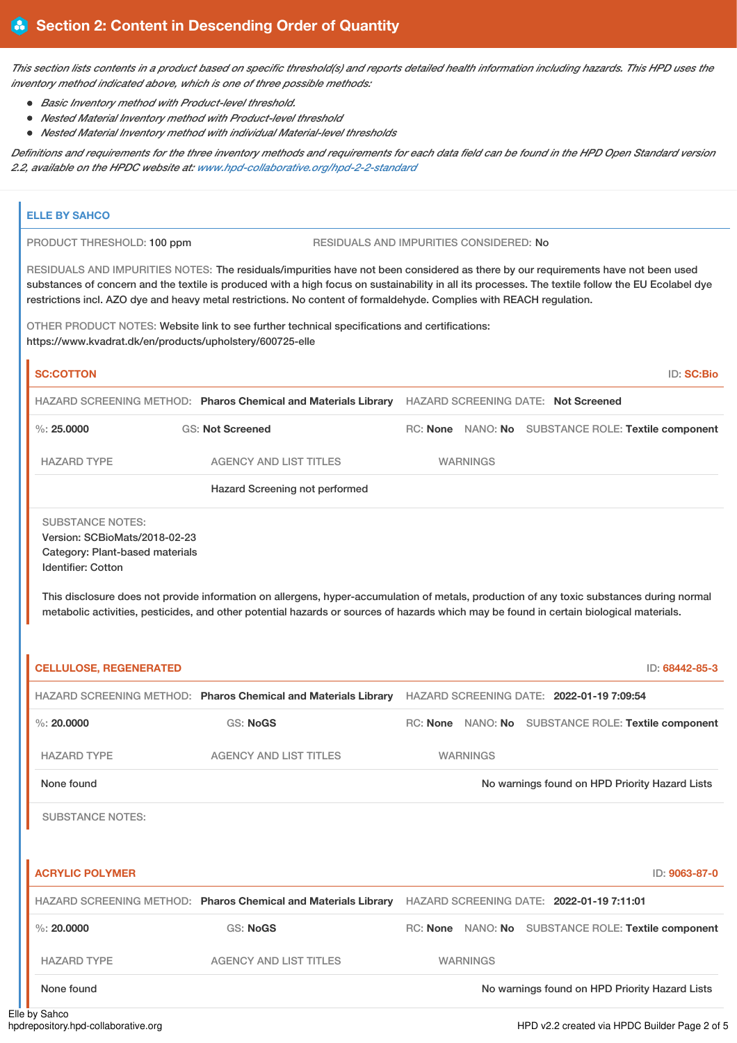## Section 2: Content in Descending Order of Quantity

*This section lists contents in a product based on specific threshold(s) and reports detailed health information including hazards. This HPD uses the inventory method indicated above, which is one of three possible methods:*

- *Basic Inventory method with Product-level threshold.*
- *Nested Material Inventory method with Product-level threshold*
- *Nested Material Inventory method with individual Material-level thresholds*

*Definitions and requirements for the three inventory methods and requirements for each data field can be found in the HPD Open Standard version 2.2, available on the HPDC website at: www.hpd-collaborative.org/hpd-2-2-standard*

### ELLE BY SAHCO

PRODUCT THRESHOLD: 100 ppm

RESIDUALS AND IMPURITIES CONSIDERED: No

RESIDUALS AND IMPURITIES NOTES: The residuals/impurities have not been considered as there by our requirements have not been used substances of concern and the textile is produced with a high focus on sustainability in all its processes. The textile follow the EU Ecolabel dye restrictions incl. AZO dye and heavy metal restrictions. No content of formaldehyde. Complies with REACH regulation.

OTHER PRODUCT NOTES: Website link to see further technical specifications and certifications: https://www.kvadrat.dk/en/products/upholstery/600725-elle

#### SC:COTTON

ID: SC:Bio

HAZARD SCREENING METHOD: **Pharos Chemical and Materials Library** HAZARD SCREENING DATE: **Not Screened**

%: **25.0000** GS: **Not Screened** RC: **None** NANO: **No** SUBSTANCE ROLE: **Textile component**

| HAZARD TYPE | AGENCY AND LIST TITLES | WARNINGS |
|---|---|---|
| | Hazard Screening not performed | |

SUBSTANCE NOTES:
Version: SCBioMats/2018-02-23
Category: Plant-based materials
Identifier: Cotton

This disclosure does not provide information on allergens, hyper-accumulation of metals, production of any toxic substances during normal metabolic activities, pesticides, and other potential hazards or sources of hazards which may be found in certain biological materials.

#### CELLULOSE, REGENERATED

ID: 68442-85-3

HAZARD SCREENING METHOD: **Pharos Chemical and Materials Library** HAZARD SCREENING DATE: **2022-01-19 7:09:54**

%: **20.0000** GS: **NoGS** RC: **None** NANO: **No** SUBSTANCE ROLE: **Textile component**

| HAZARD TYPE | AGENCY AND LIST TITLES | WARNINGS |
|---|---|---|
| None found | | No warnings found on HPD Priority Hazard Lists |

SUBSTANCE NOTES:

#### ACRYLIC POLYMER

ID: 9063-87-0

HAZARD SCREENING METHOD: **Pharos Chemical and Materials Library** HAZARD SCREENING DATE: **2022-01-19 7:11:01**

%: **20.0000** GS: **NoGS** RC: **None** NANO: **No** SUBSTANCE ROLE: **Textile component**

| HAZARD TYPE | AGENCY AND LIST TITLES | WARNINGS |
|---|---|---|
| None found | | No warnings found on HPD Priority Hazard Lists |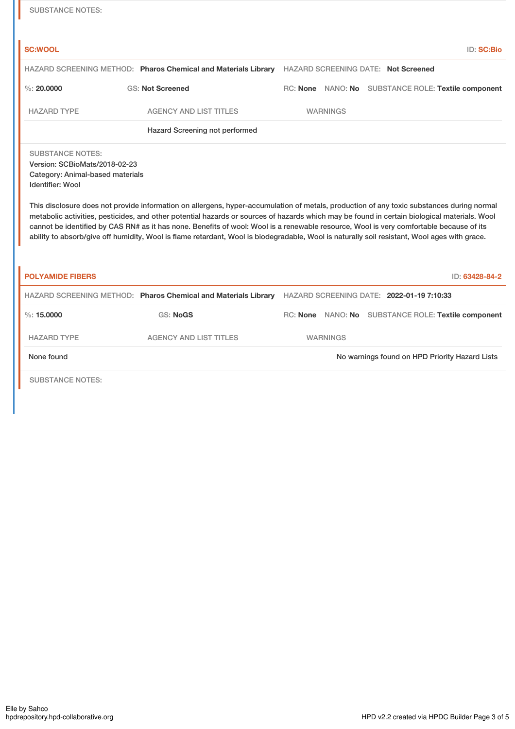SUBSTANCE NOTES:

## SC:WOOL

ID: **SC:Bio**

HAZARD SCREENING METHOD: **Pharos Chemical and Materials Library** HAZARD SCREENING DATE: **Not Screened**

%: **20.0000** GS: **Not Screened** RC: **None** NANO: **No** SUBSTANCE ROLE: **Textile component**

| HAZARD TYPE | AGENCY AND LIST TITLES | WARNINGS |
| --- | --- | --- |
| | Hazard Screening not performed | |

SUBSTANCE NOTES:
Version: SCBioMats/2018-02-23
Category: Animal-based materials
Identifier: Wool

This disclosure does not provide information on allergens, hyper-accumulation of metals, production of any toxic substances during normal metabolic activities, pesticides, and other potential hazards or sources of hazards which may be found in certain biological materials. Wool cannot be identified by CAS RN# as it has none. Benefits of wool: Wool is a renewable resource, Wool is very comfortable because of its ability to absorb/give off humidity, Wool is flame retardant, Wool is biodegradable, Wool is naturally soil resistant, Wool ages with grace.

## POLYAMIDE FIBERS

ID: **63428-84-2**

HAZARD SCREENING METHOD: **Pharos Chemical and Materials Library** HAZARD SCREENING DATE: **2022-01-19 7:10:33**

%: **15.0000** GS: **NoGS** RC: **None** NANO: **No** SUBSTANCE ROLE: **Textile component**

| HAZARD TYPE | AGENCY AND LIST TITLES | WARNINGS |
| --- | --- | --- |
| None found | | No warnings found on HPD Priority Hazard Lists |

SUBSTANCE NOTES: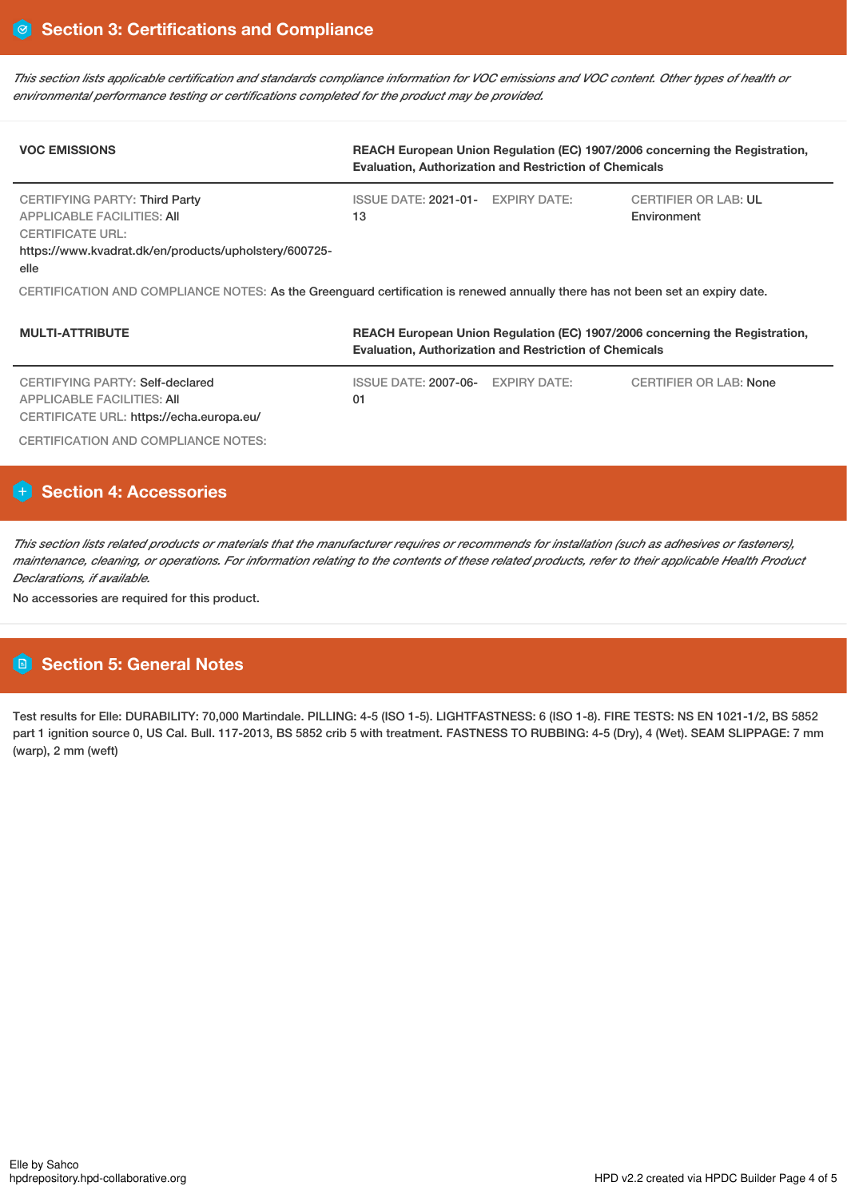## Section 3: Certifications and Compliance

*This section lists applicable certification and standards compliance information for VOC emissions and VOC content. Other types of health or environmental performance testing or certifications completed for the product may be provided.*

| VOC EMISSIONS | REACH European Union Regulation (EC) 1907/2006 concerning the Registration, Evaluation, Authorization and Restriction of Chemicals | | |
|---|---|---|---|
| CERTIFYING PARTY: Third Party<br>APPLICABLE FACILITIES: All<br>CERTIFICATE URL:<br>https://www.kvadrat.dk/en/products/upholstery/600725-elle | ISSUE DATE: 2021-01-13 | EXPIRY DATE: | CERTIFIER OR LAB: UL Environment |

CERTIFICATION AND COMPLIANCE NOTES: As the Greenguard certification is renewed annually there has not been set an expiry date.

| MULTI-ATTRIBUTE | REACH European Union Regulation (EC) 1907/2006 concerning the Registration, Evaluation, Authorization and Restriction of Chemicals | | |
|---|---|---|---|
| CERTIFYING PARTY: Self-declared<br>APPLICABLE FACILITIES: All<br>CERTIFICATE URL: https://echa.europa.eu/ | ISSUE DATE: 2007-06-01 | EXPIRY DATE: | CERTIFIER OR LAB: None |

CERTIFICATION AND COMPLIANCE NOTES:

## Section 4: Accessories

*This section lists related products or materials that the manufacturer requires or recommends for installation (such as adhesives or fasteners), maintenance, cleaning, or operations. For information relating to the contents of these related products, refer to their applicable Health Product Declarations, if available.*

No accessories are required for this product.

## Section 5: General Notes

Test results for Elle: DURABILITY: 70,000 Martindale. PILLING: 4-5 (ISO 1-5). LIGHTFASTNESS: 6 (ISO 1-8). FIRE TESTS: NS EN 1021-1/2, BS 5852 part 1 ignition source 0, US Cal. Bull. 117-2013, BS 5852 crib 5 with treatment. FASTNESS TO RUBBING: 4-5 (Dry), 4 (Wet). SEAM SLIPPAGE: 7 mm (warp), 2 mm (weft)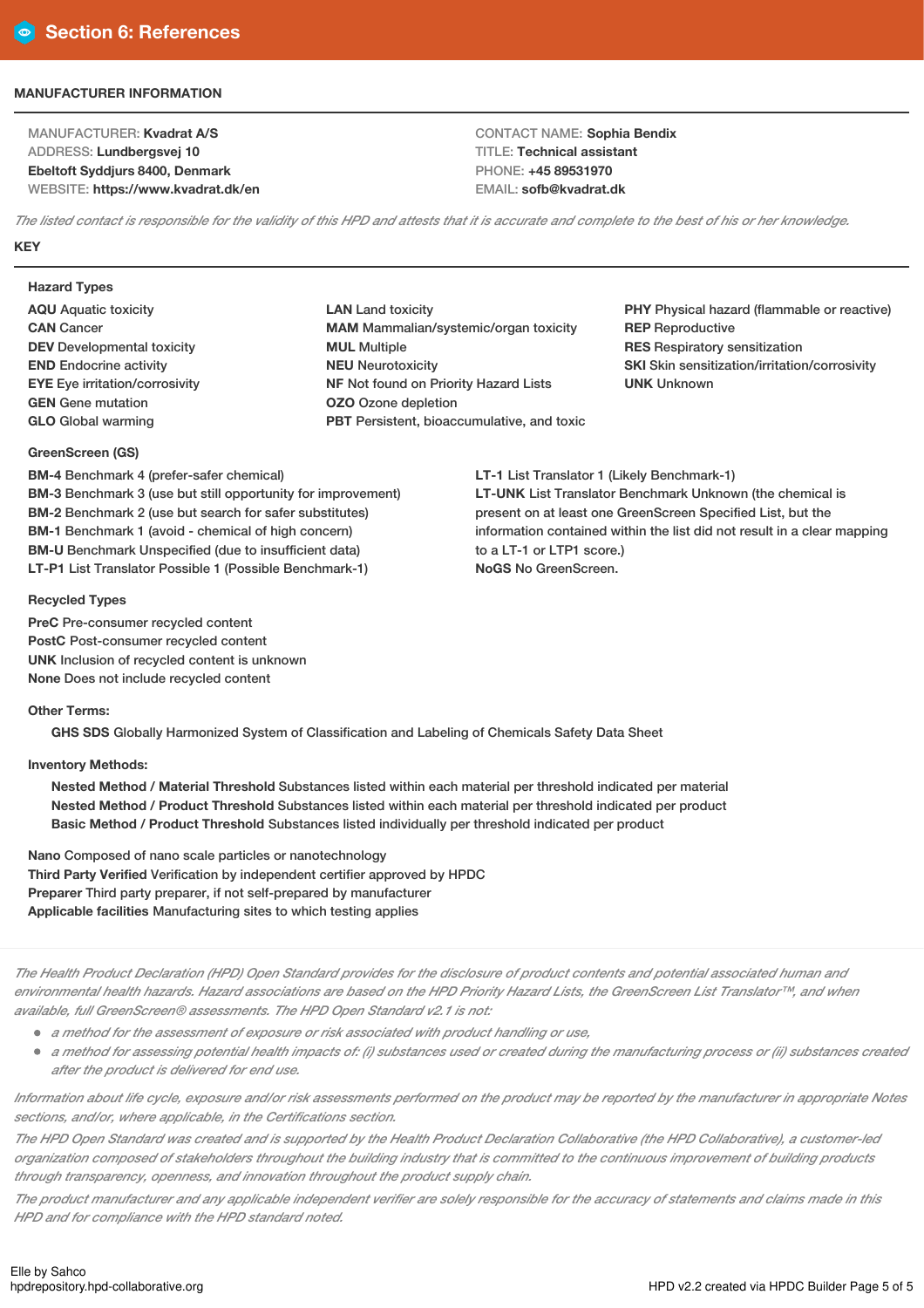# Section 6: References

## MANUFACTURER INFORMATION

MANUFACTURER: **Kvadrat A/S**
ADDRESS: **Lundbergsvej 10**
**Ebeltoft Syddjurs 8400, Denmark**
WEBSITE: **https://www.kvadrat.dk/en**

CONTACT NAME: **Sophia Bendix**
TITLE: **Technical assistant**
PHONE: **+45 89531970**
EMAIL: **sofb@kvadrat.dk**

*The listed contact is responsible for the validity of this HPD and attests that it is accurate and complete to the best of his or her knowledge.*

## KEY

### Hazard Types

**AQU** Aquatic toxicity
**CAN** Cancer
**DEV** Developmental toxicity
**END** Endocrine activity
**EYE** Eye irritation/corrosivity
**GEN** Gene mutation
**GLO** Global warming
**LAN** Land toxicity
**MAM** Mammalian/systemic/organ toxicity
**MUL** Multiple
**NEU** Neurotoxicity
**NF** Not found on Priority Hazard Lists
**OZO** Ozone depletion
**PBT** Persistent, bioaccumulative, and toxic
**PHY** Physical hazard (flammable or reactive)
**REP** Reproductive
**RES** Respiratory sensitization
**SKI** Skin sensitization/irritation/corrosivity
**UNK** Unknown

### GreenScreen (GS)

**BM-4** Benchmark 4 (prefer-safer chemical)
**BM-3** Benchmark 3 (use but still opportunity for improvement)
**BM-2** Benchmark 2 (use but search for safer substitutes)
**BM-1** Benchmark 1 (avoid - chemical of high concern)
**BM-U** Benchmark Unspecified (due to insufficient data)
**LT-P1** List Translator Possible 1 (Possible Benchmark-1)
**LT-1** List Translator 1 (Likely Benchmark-1)
**LT-UNK** List Translator Benchmark Unknown (the chemical is present on at least one GreenScreen Specified List, but the information contained within the list did not result in a clear mapping to a LT-1 or LTP1 score.)
**NoGS** No GreenScreen.

### Recycled Types

**PreC** Pre-consumer recycled content
**PostC** Post-consumer recycled content
**UNK** Inclusion of recycled content is unknown
**None** Does not include recycled content

### Other Terms:

**GHS SDS** Globally Harmonized System of Classification and Labeling of Chemicals Safety Data Sheet

### Inventory Methods:

**Nested Method / Material Threshold** Substances listed within each material per threshold indicated per material
**Nested Method / Product Threshold** Substances listed within each material per threshold indicated per product
**Basic Method / Product Threshold** Substances listed individually per threshold indicated per product

**Nano** Composed of nano scale particles or nanotechnology
**Third Party Verified** Verification by independent certifier approved by HPDC
**Preparer** Third party preparer, if not self-prepared by manufacturer
**Applicable facilities** Manufacturing sites to which testing applies

*The Health Product Declaration (HPD) Open Standard provides for the disclosure of product contents and potential associated human and environmental health hazards. Hazard associations are based on the HPD Priority Hazard Lists, the GreenScreen List Translator™, and when available, full GreenScreen® assessments. The HPD Open Standard v2.1 is not:*

- *a method for the assessment of exposure or risk associated with product handling or use,*
- *a method for assessing potential health impacts of: (i) substances used or created during the manufacturing process or (ii) substances created after the product is delivered for end use.*

*Information about life cycle, exposure and/or risk assessments performed on the product may be reported by the manufacturer in appropriate Notes sections, and/or, where applicable, in the Certifications section.*

*The HPD Open Standard was created and is supported by the Health Product Declaration Collaborative (the HPD Collaborative), a customer-led organization composed of stakeholders throughout the building industry that is committed to the continuous improvement of building products through transparency, openness, and innovation throughout the product supply chain.*

*The product manufacturer and any applicable independent verifier are solely responsible for the accuracy of statements and claims made in this HPD and for compliance with the HPD standard noted.*